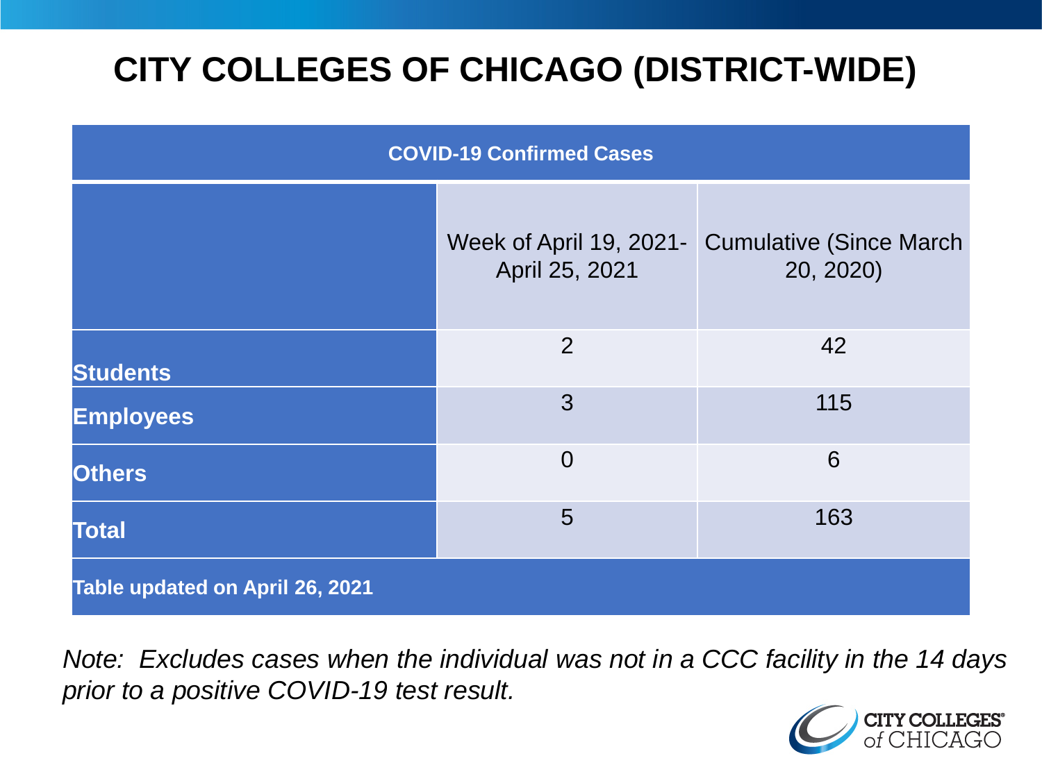# CITY COLLEGES OF CHICAGO (DISTRICT-WIDE)

| COVID-19 Confirmed Cases | | |
|---|---|---|
| | Week of April 19, 2021-April 25, 2021 | Cumulative (Since March 20, 2020) |
| **Students** | 2 | 42 |
| **Employees** | 3 | 115 |
| **Others** | 0 | 6 |
| **Total** | 5 | 163 |
| **Table updated on April 26, 2021** | | |

*Note: Excludes cases when the individual was not in a CCC facility in the 14 days prior to a positive COVID-19 test result.*

CITY COLLEGES of CHICAGO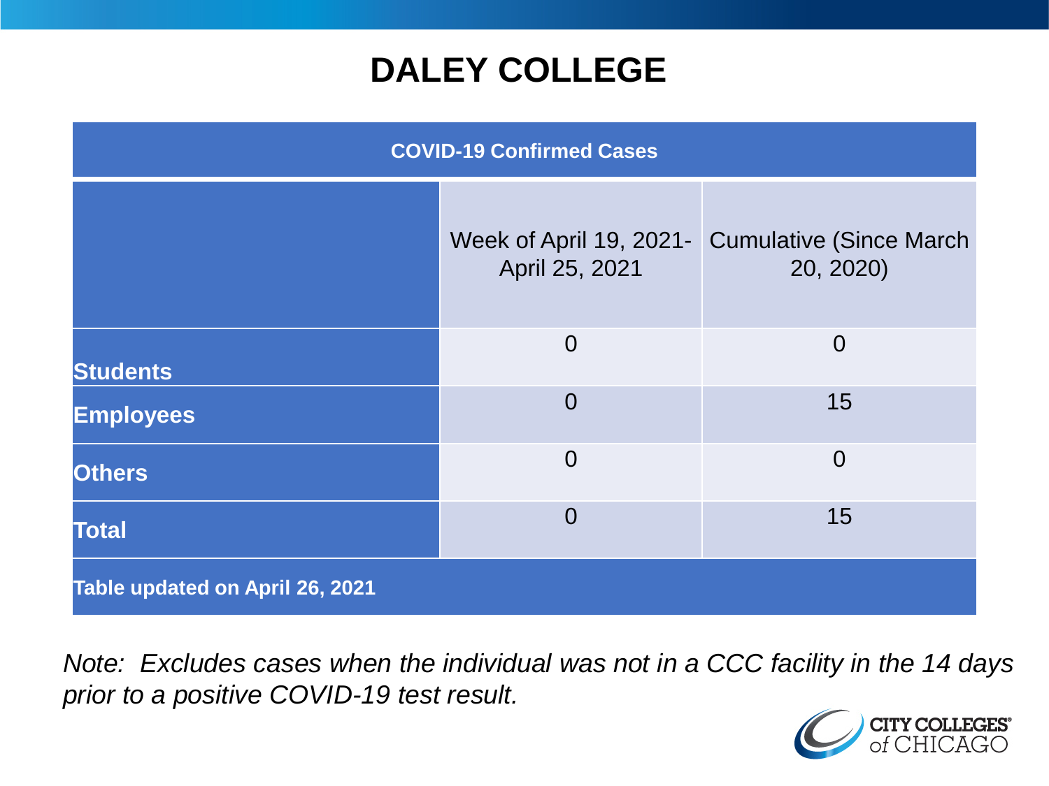# DALEY COLLEGE

| COVID-19 Confirmed Cases | | |
|---|---|---|
| | Week of April 19, 2021-April 25, 2021 | Cumulative (Since March 20, 2020) |
| **Students** | 0 | 0 |
| **Employees** | 0 | 15 |
| **Others** | 0 | 0 |
| **Total** | 0 | 15 |
| **Table updated on April 26, 2021** | | |

*Note: Excludes cases when the individual was not in a CCC facility in the 14 days prior to a positive COVID-19 test result.*

CITY COLLEGES of CHICAGO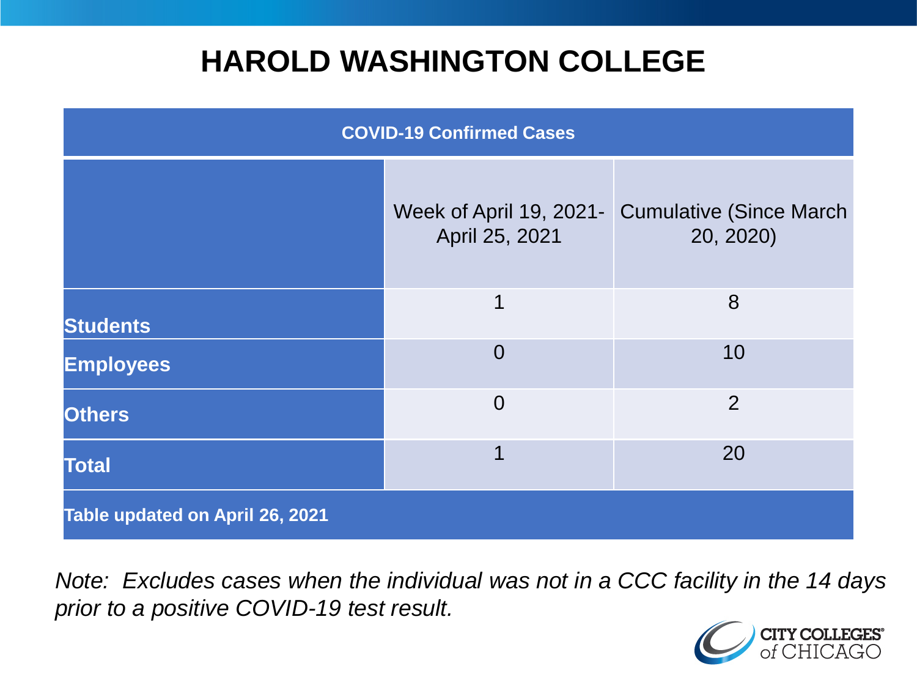# HAROLD WASHINGTON COLLEGE

| COVID-19 Confirmed Cases | | |
|---|---|---|
| | Week of April 19, 2021- April 25, 2021 | Cumulative (Since March 20, 2020) |
| **Students** | 1 | 8 |
| **Employees** | 0 | 10 |
| **Others** | 0 | 2 |
| **Total** | 1 | 20 |
| **Table updated on April 26, 2021** | | |

*Note: Excludes cases when the individual was not in a CCC facility in the 14 days prior to a positive COVID-19 test result.*

CITY COLLEGES of CHICAGO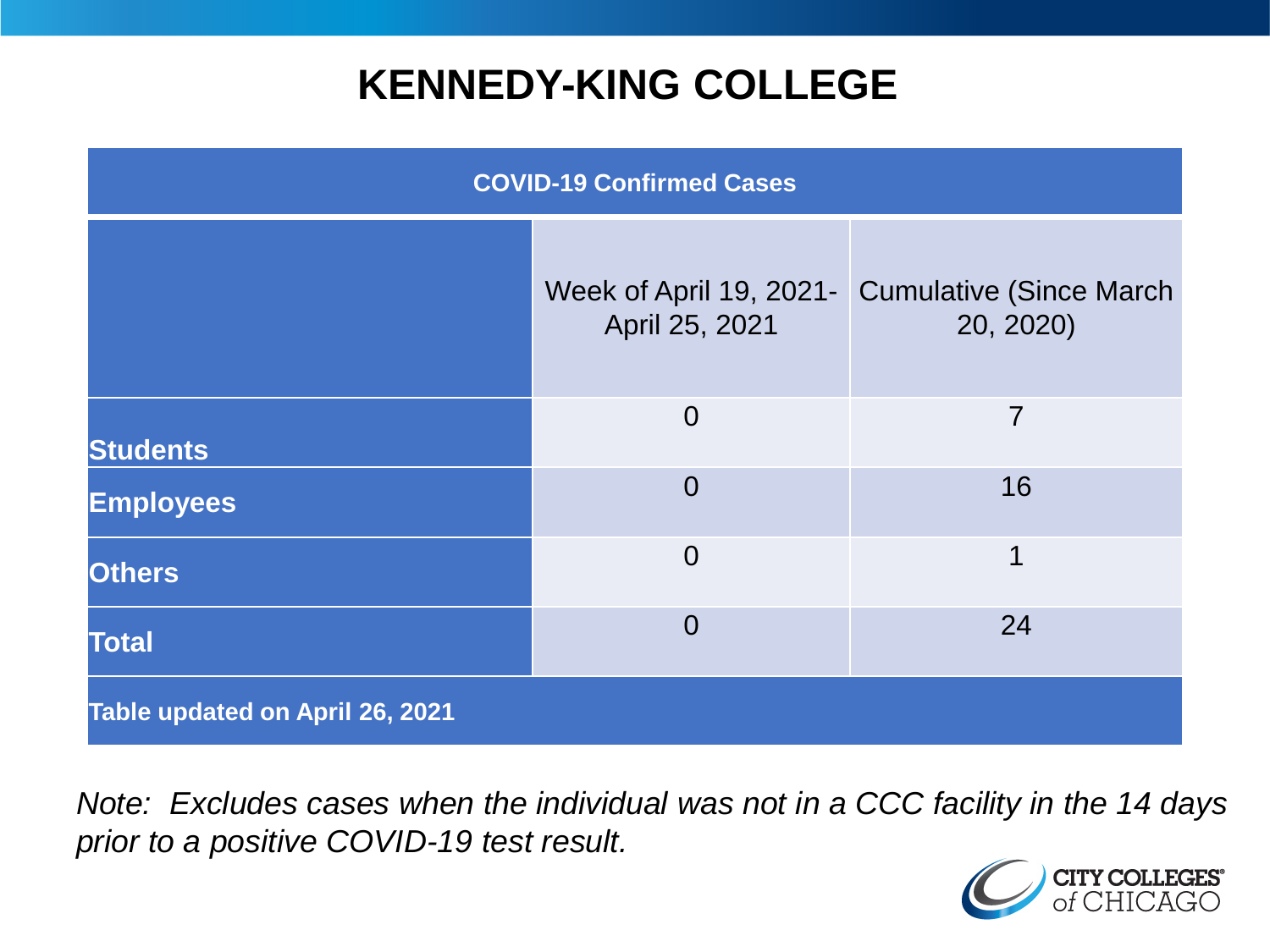# KENNEDY-KING COLLEGE

| COVID-19 Confirmed Cases | | |
|---|---|---|
| | Week of April 19, 2021-April 25, 2021 | Cumulative (Since March 20, 2020) |
| **Students** | 0 | 7 |
| **Employees** | 0 | 16 |
| **Others** | 0 | 1 |
| **Total** | 0 | 24 |
| **Table updated on April 26, 2021** | | |

*Note: Excludes cases when the individual was not in a CCC facility in the 14 days prior to a positive COVID-19 test result.*

CITY COLLEGES of CHICAGO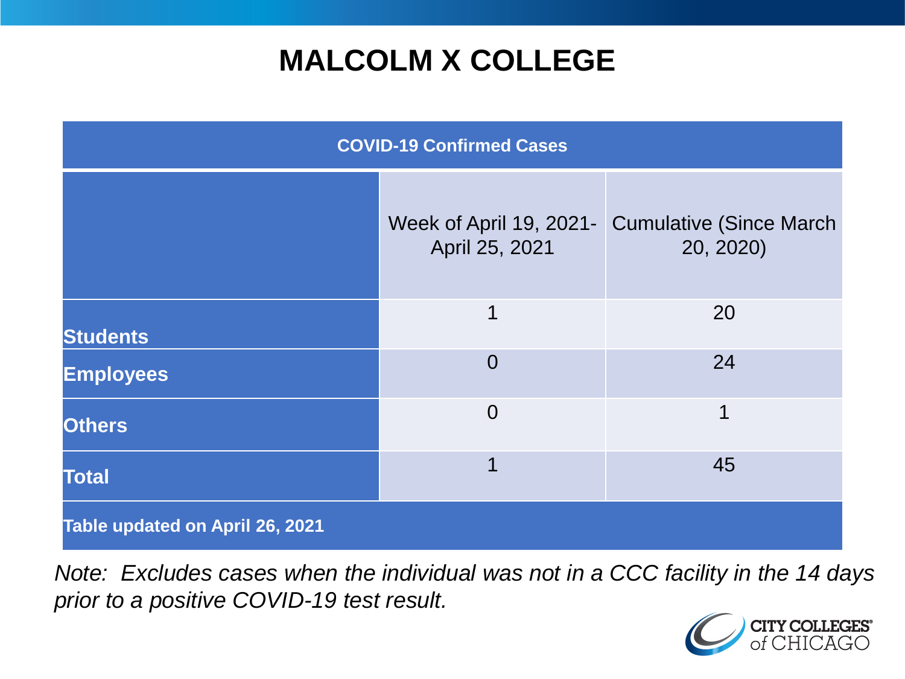# MALCOLM X COLLEGE

| COVID-19 Confirmed Cases | | |
|---|---|---|
| | Week of April 19, 2021- April 25, 2021 | Cumulative (Since March 20, 2020) |
| **Students** | 1 | 20 |
| **Employees** | 0 | 24 |
| **Others** | 0 | 1 |
| **Total** | 1 | 45 |
| **Table updated on April 26, 2021** | | |

*Note: Excludes cases when the individual was not in a CCC facility in the 14 days prior to a positive COVID-19 test result.*

CITY COLLEGES of CHICAGO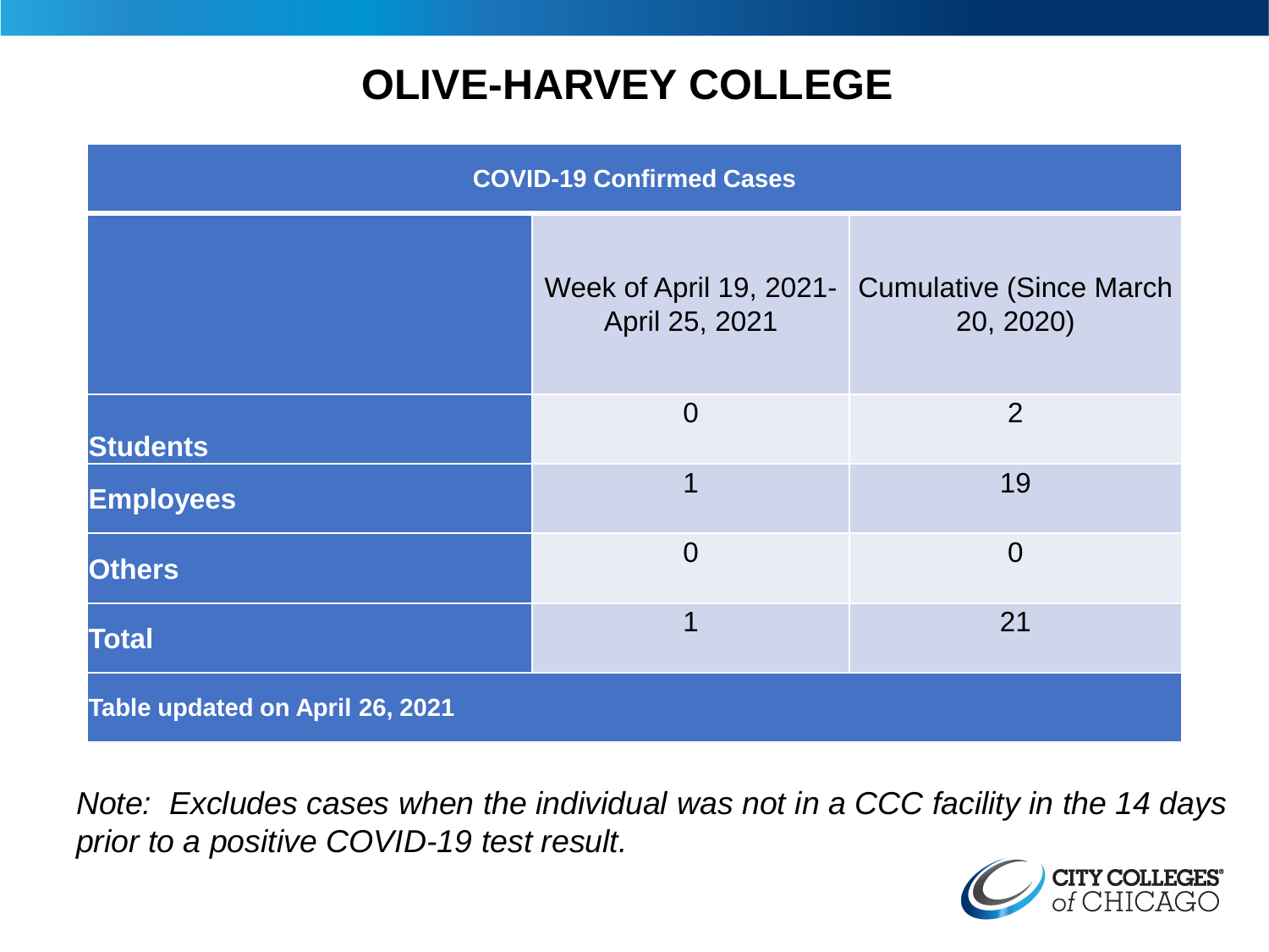# OLIVE-HARVEY COLLEGE

| COVID-19 Confirmed Cases | | |
|---|---|---|
| | Week of April 19, 2021-April 25, 2021 | Cumulative (Since March 20, 2020) |
| **Students** | 0 | 2 |
| **Employees** | 1 | 19 |
| **Others** | 0 | 0 |
| **Total** | 1 | 21 |
| **Table updated on April 26, 2021** | | |

*Note: Excludes cases when the individual was not in a CCC facility in the 14 days prior to a positive COVID-19 test result.*

CITY COLLEGES of CHICAGO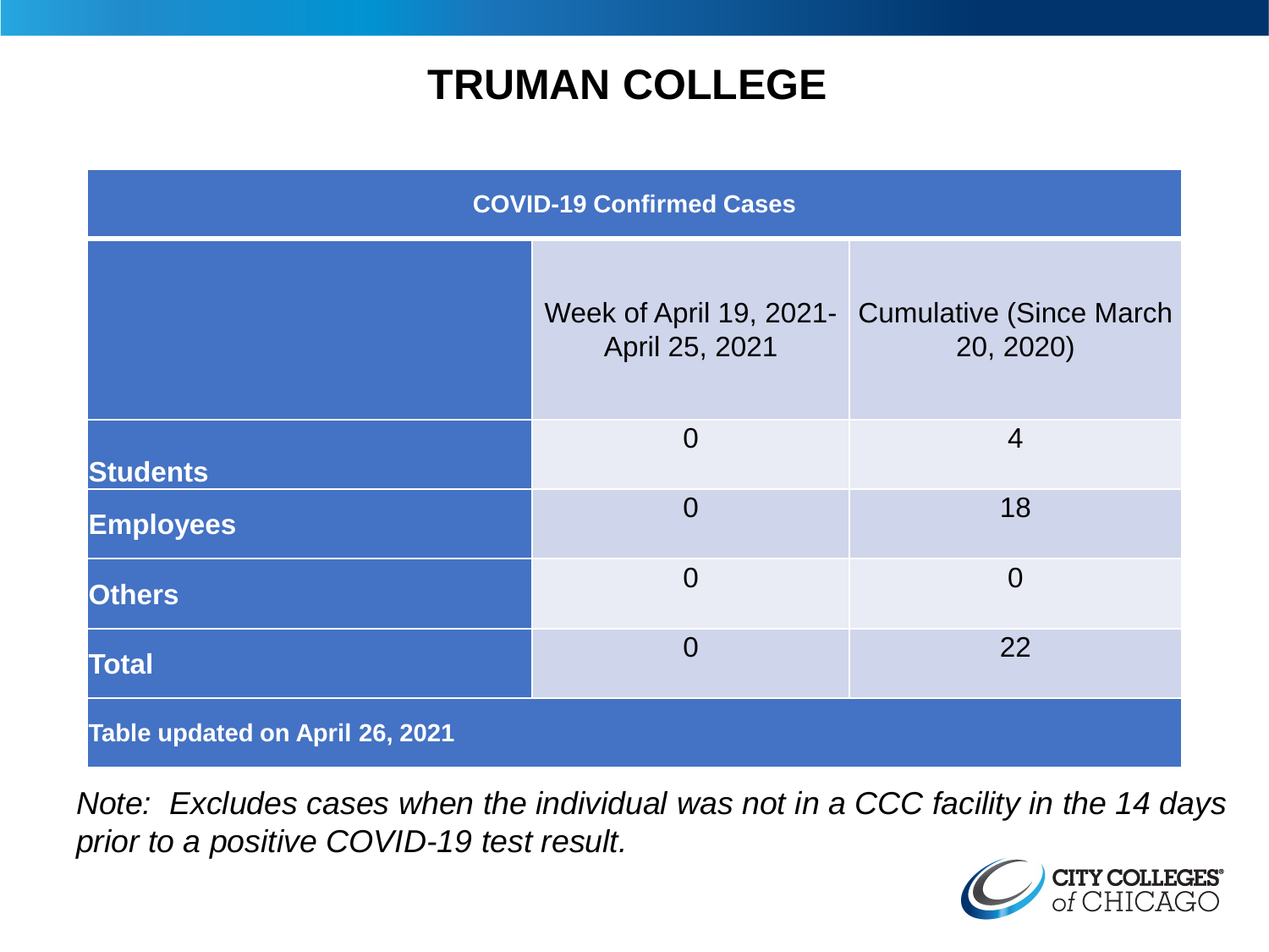# TRUMAN COLLEGE

| COVID-19 Confirmed Cases | | |
|---|---|---|
| | Week of April 19, 2021- April 25, 2021 | Cumulative (Since March 20, 2020) |
| **Students** | 0 | 4 |
| **Employees** | 0 | 18 |
| **Others** | 0 | 0 |
| **Total** | 0 | 22 |
| **Table updated on April 26, 2021** | | |

*Note: Excludes cases when the individual was not in a CCC facility in the 14 days prior to a positive COVID-19 test result.*

CITY COLLEGES of CHICAGO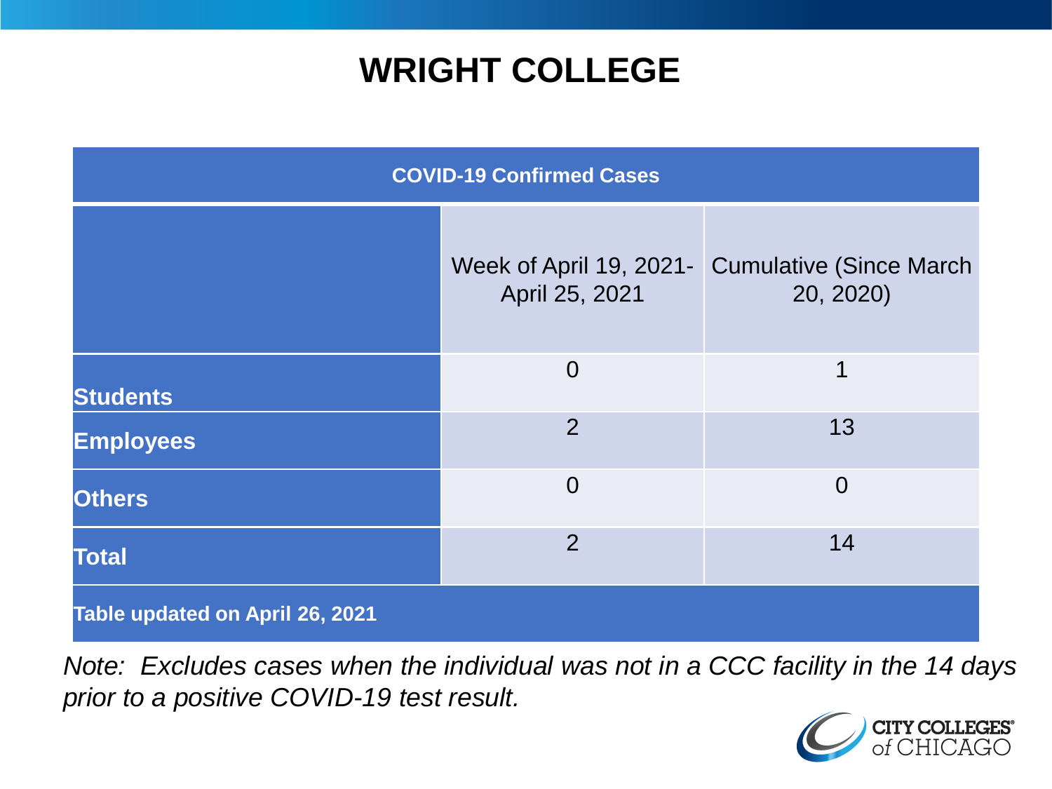# WRIGHT COLLEGE

| COVID-19 Confirmed Cases | | |
|---|---|---|
| | Week of April 19, 2021- April 25, 2021 | Cumulative (Since March 20, 2020) |
| **Students** | 0 | 1 |
| **Employees** | 2 | 13 |
| **Others** | 0 | 0 |
| **Total** | 2 | 14 |
| **Table updated on April 26, 2021** | | |

*Note: Excludes cases when the individual was not in a CCC facility in the 14 days prior to a positive COVID-19 test result.*

CITY COLLEGES of CHICAGO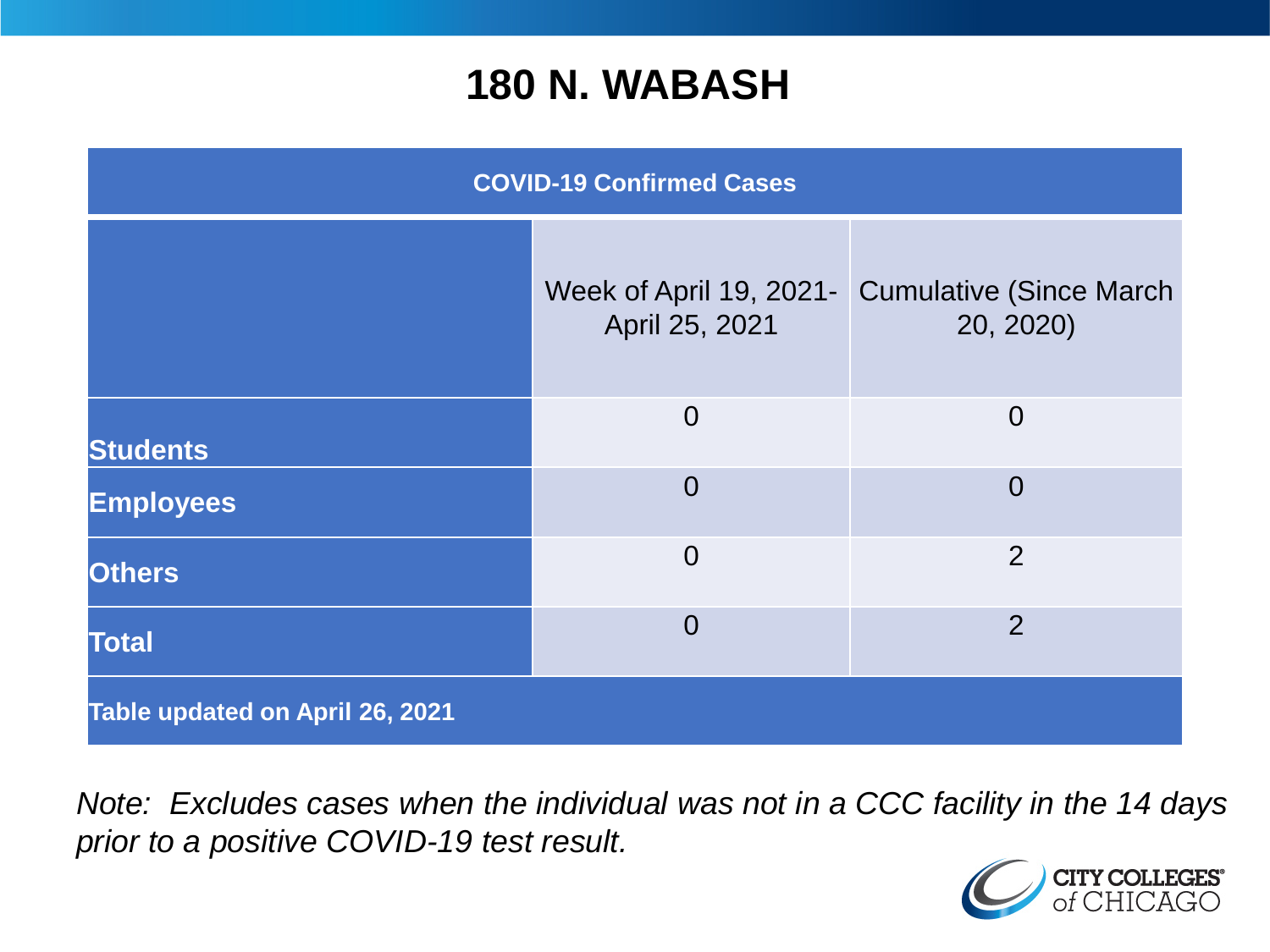# 180 N. WABASH

| COVID-19 Confirmed Cases | | |
|---|---|---|
| | Week of April 19, 2021- April 25, 2021 | Cumulative (Since March 20, 2020) |
| **Students** | 0 | 0 |
| **Employees** | 0 | 0 |
| **Others** | 0 | 2 |
| **Total** | 0 | 2 |
| **Table updated on April 26, 2021** | | |

*Note: Excludes cases when the individual was not in a CCC facility in the 14 days prior to a positive COVID-19 test result.*

CITY COLLEGES of CHICAGO